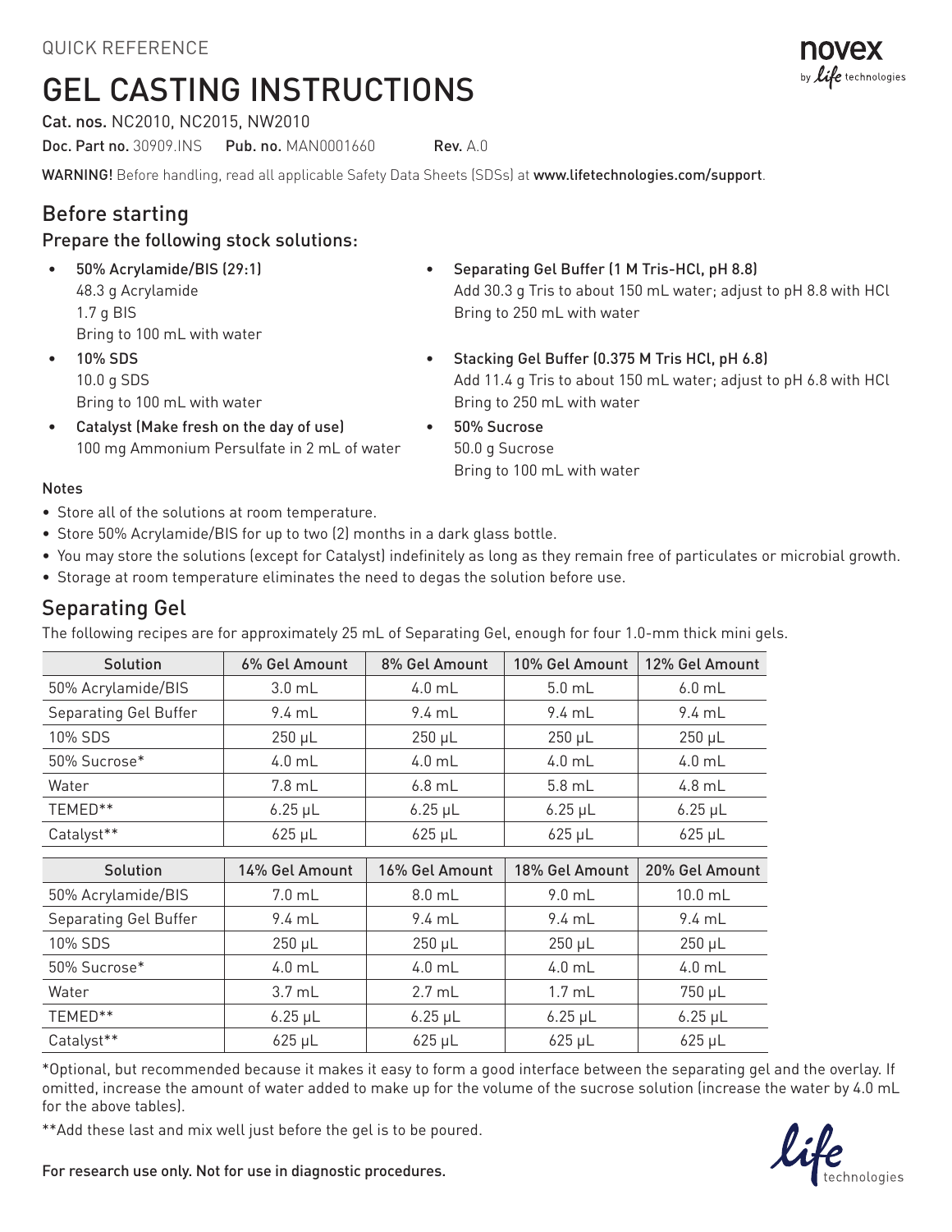QUICK REFERENCE

# GEL CASTING INSTRUCTIONS

**Cat. nos.** NC2010, NC2015, NW2010

**Doc. Part no.** 30909.INS **Pub. no.** MAN0001660 **Rev.** A.0

**WARNING!** Before handling, read all applicable Safety Data Sheets (SDSs) at **www.lifetechnologies.com/support**.

## Before starting

### Prepare the following stock solutions:

- 50% Acrylamide/BIS (29:1)
  48.3 g Acrylamide
  1.7 g BIS
  Bring to 100 mL with water
- 10% SDS
  10.0 g SDS
  Bring to 100 mL with water
- Catalyst (Make fresh on the day of use)
  100 mg Ammonium Persulfate in 2 mL of water
- Separating Gel Buffer (1 M Tris-HCl, pH 8.8)
  Add 30.3 g Tris to about 150 mL water; adjust to pH 8.8 with HCl
  Bring to 250 mL with water
- Stacking Gel Buffer (0.375 M Tris HCl, pH 6.8)
  Add 11.4 g Tris to about 150 mL water; adjust to pH 6.8 with HCl
  Bring to 250 mL with water
- 50% Sucrose
  50.0 g Sucrose
  Bring to 100 mL with water

**Notes**

- Store all of the solutions at room temperature.
- Store 50% Acrylamide/BIS for up to two (2) months in a dark glass bottle.
- You may store the solutions (except for Catalyst) indefinitely as long as they remain free of particulates or microbial growth.
- Storage at room temperature eliminates the need to degas the solution before use.

## Separating Gel

The following recipes are for approximately 25 mL of Separating Gel, enough for four 1.0-mm thick mini gels.

| Solution | 6% Gel Amount | 8% Gel Amount | 10% Gel Amount | 12% Gel Amount |
|---|---|---|---|---|
| 50% Acrylamide/BIS | 3.0 mL | 4.0 mL | 5.0 mL | 6.0 mL |
| Separating Gel Buffer | 9.4 mL | 9.4 mL | 9.4 mL | 9.4 mL |
| 10% SDS | 250 µL | 250 µL | 250 µL | 250 µL |
| 50% Sucrose* | 4.0 mL | 4.0 mL | 4.0 mL | 4.0 mL |
| Water | 7.8 mL | 6.8 mL | 5.8 mL | 4.8 mL |
| TEMED** | 6.25 µL | 6.25 µL | 6.25 µL | 6.25 µL |
| Catalyst** | 625 µL | 625 µL | 625 µL | 625 µL |

| Solution | 14% Gel Amount | 16% Gel Amount | 18% Gel Amount | 20% Gel Amount |
|---|---|---|---|---|
| 50% Acrylamide/BIS | 7.0 mL | 8.0 mL | 9.0 mL | 10.0 mL |
| Separating Gel Buffer | 9.4 mL | 9.4 mL | 9.4 mL | 9.4 mL |
| 10% SDS | 250 µL | 250 µL | 250 µL | 250 µL |
| 50% Sucrose* | 4.0 mL | 4.0 mL | 4.0 mL | 4.0 mL |
| Water | 3.7 mL | 2.7 mL | 1.7 mL | 750 µL |
| TEMED** | 6.25 µL | 6.25 µL | 6.25 µL | 6.25 µL |
| Catalyst** | 625 µL | 625 µL | 625 µL | 625 µL |

*Optional, but recommended because it makes it easy to form a good interface between the separating gel and the overlay. If omitted, increase the amount of water added to make up for the volume of the sucrose solution (increase the water by 4.0 mL for the above tables).

**Add these last and mix well just before the gel is to be poured.

For research use only. Not for use in diagnostic procedures.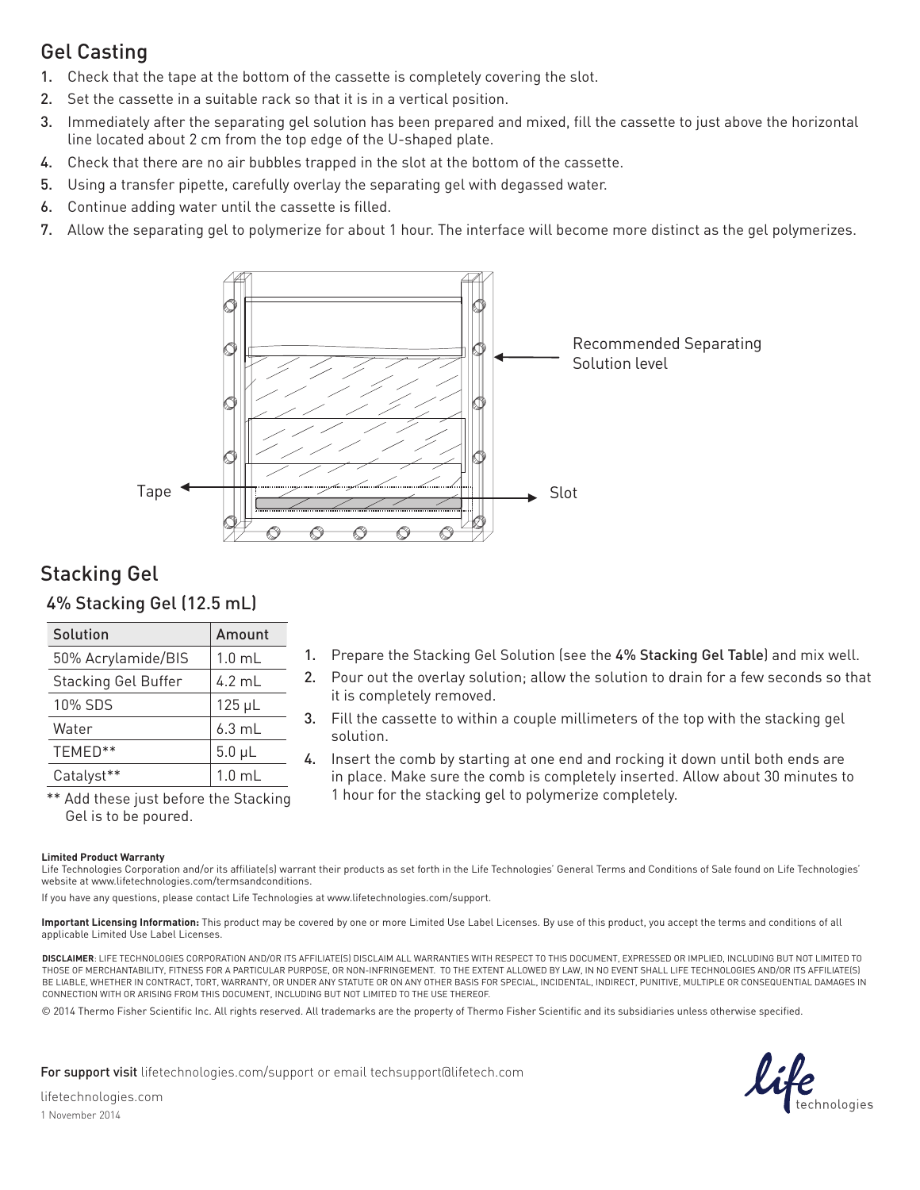## Gel Casting

1. Check that the tape at the bottom of the cassette is completely covering the slot.
2. Set the cassette in a suitable rack so that it is in a vertical position.
3. Immediately after the separating gel solution has been prepared and mixed, fill the cassette to just above the horizontal line located about 2 cm from the top edge of the U-shaped plate.
4. Check that there are no air bubbles trapped in the slot at the bottom of the cassette.
5. Using a transfer pipette, carefully overlay the separating gel with degassed water.
6. Continue adding water until the cassette is filled.
7. Allow the separating gel to polymerize for about 1 hour. The interface will become more distinct as the gel polymerizes.

Recommended Separating Solution level

Tape

Slot

## Stacking Gel

### 4% Stacking Gel (12.5 mL)

| Solution | Amount |
|---|---|
| 50% Acrylamide/BIS | 1.0 mL |
| Stacking Gel Buffer | 4.2 mL |
| 10% SDS | 125 µL |
| Water | 6.3 mL |
| TEMED** | 5.0 µL |
| Catalyst** | 1.0 mL |

** Add these just before the Stacking Gel is to be poured.

1. Prepare the Stacking Gel Solution (see the 4% Stacking Gel Table) and mix well.
2. Pour out the overlay solution; allow the solution to drain for a few seconds so that it is completely removed.
3. Fill the cassette to within a couple millimeters of the top with the stacking gel solution.
4. Insert the comb by starting at one end and rocking it down until both ends are in place. Make sure the comb is completely inserted. Allow about 30 minutes to 1 hour for the stacking gel to polymerize completely.

**Limited Product Warranty**
Life Technologies Corporation and/or its affiliate(s) warrant their products as set forth in the Life Technologies' General Terms and Conditions of Sale found on Life Technologies' website at www.lifetechnologies.com/termsandconditions.

If you have any questions, please contact Life Technologies at www.lifetechnologies.com/support.

**Important Licensing Information:** This product may be covered by one or more Limited Use Label Licenses. By use of this product, you accept the terms and conditions of all applicable Limited Use Label Licenses.

**DISCLAIMER**: LIFE TECHNOLOGIES CORPORATION AND/OR ITS AFFILIATE(S) DISCLAIM ALL WARRANTIES WITH RESPECT TO THIS DOCUMENT, EXPRESSED OR IMPLIED, INCLUDING BUT NOT LIMITED TO THOSE OF MERCHANTABILITY, FITNESS FOR A PARTICULAR PURPOSE, OR NON-INFRINGEMENT. TO THE EXTENT ALLOWED BY LAW, IN NO EVENT SHALL LIFE TECHNOLOGIES AND/OR ITS AFFILIATE(S) BE LIABLE, WHETHER IN CONTRACT, TORT, WARRANTY, OR UNDER ANY STATUTE OR ON ANY OTHER BASIS FOR SPECIAL, INCIDENTAL, INDIRECT, PUNITIVE, MULTIPLE OR CONSEQUENTIAL DAMAGES IN CONNECTION WITH OR ARISING FROM THIS DOCUMENT, INCLUDING BUT NOT LIMITED TO THE USE THEREOF.

© 2014 Thermo Fisher Scientific Inc. All rights reserved. All trademarks are the property of Thermo Fisher Scientific and its subsidiaries unless otherwise specified.

**For support visit** lifetechnologies.com/support or email techsupport@lifetech.com

lifetechnologies.com

1 November 2014

life technologies